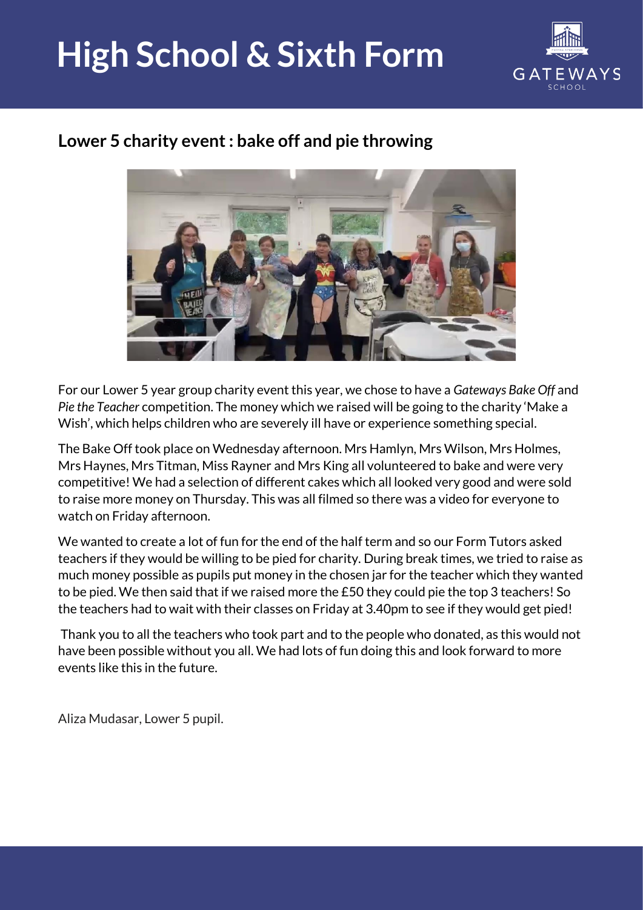# High School & Sixth Form

## Lower 5 charity event : bake off and pie throwing

For our Lower 5 year group charity event this year, we chose to have a *Gateways Bake Off* and *Pie the Teacher* competition. The money which we raised will be going to the charity 'Make a Wish', which helps children who are severely ill have or experience something special.

The Bake Off took place on Wednesday afternoon. Mrs Hamlyn, Mrs Wilson, Mrs Holmes, Mrs Haynes, Mrs Titman, Miss Rayner and Mrs King all volunteered to bake and were very competitive! We had a selection of different cakes which all looked very good and were sold to raise more money on Thursday. This was all filmed so there was a video for everyone to watch on Friday afternoon.

We wanted to create a lot of fun for the end of the half term and so our Form Tutors asked teachers if they would be willing to be pied for charity. During break times, we tried to raise as much money possible as pupils put money in the chosen jar for the teacher which they wanted to be pied. We then said that if we raised more the £50 they could pie the top 3 teachers! So the teachers had to wait with their classes on Friday at 3.40pm to see if they would get pied!

Thank you to all the teachers who took part and to the people who donated, as this would not have been possible without you all. We had lots of fun doing this and look forward to more events like this in the future.

Aliza Mudasar, Lower 5 pupil.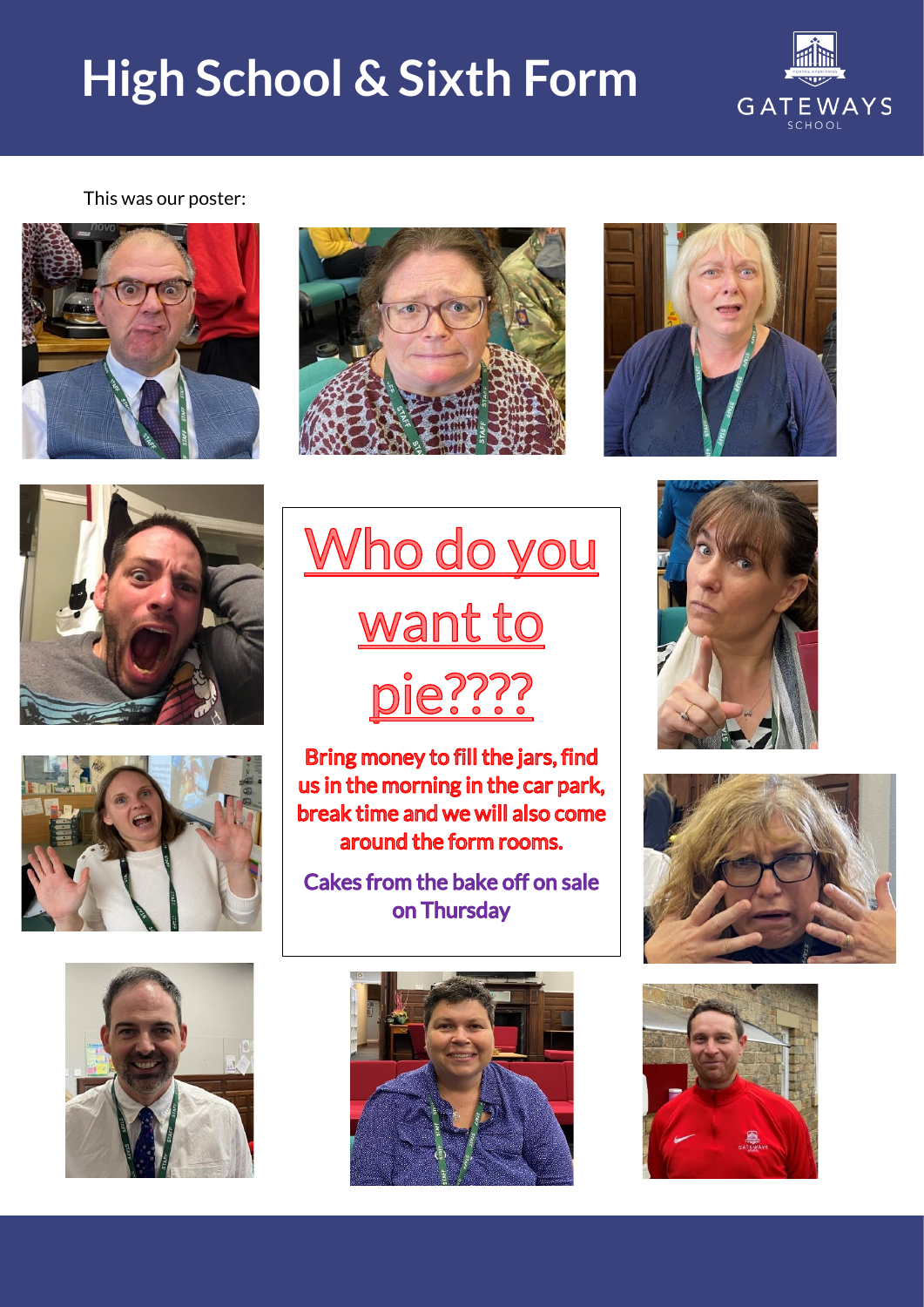# High School & Sixth Form

GATEWAYS
SCHOOL

This was our poster:

## Who do you want to pie????

**Bring money to fill the jars, find us in the morning in the car park, break time and we will also come around the form rooms.**

**Cakes from the bake off on sale on Thursday**